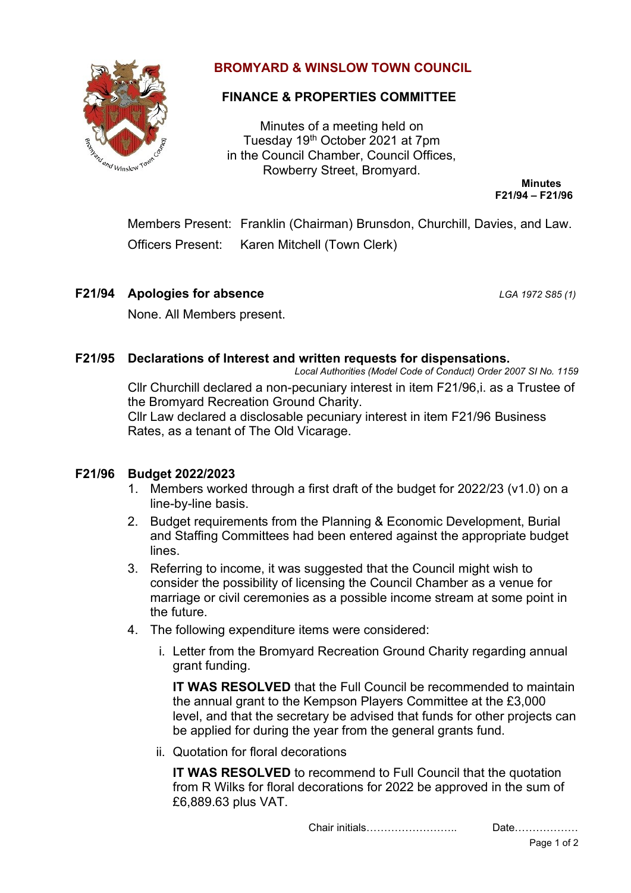# BROMYARD & WINSLOW TOWN COUNCIL

## FINANCE & PROPERTIES COMMITTEE

Minutes of a meeting held on
Tuesday 19th October 2021 at 7pm
in the Council Chamber, Council Offices,
Rowberry Street, Bromyard.

**Minutes**
**F21/94 – F21/96**

Members Present: Franklin (Chairman) Brunsdon, Churchill, Davies, and Law.

Officers Present: Karen Mitchell (Town Clerk)

### F21/94 Apologies for absence

*LGA 1972 S85 (1)*

None. All Members present.

### F21/95 Declarations of Interest and written requests for dispensations.

*Local Authorities (Model Code of Conduct) Order 2007 SI No. 1159*

Cllr Churchill declared a non-pecuniary interest in item F21/96,i. as a Trustee of the Bromyard Recreation Ground Charity.

Cllr Law declared a disclosable pecuniary interest in item F21/96 Business Rates, as a tenant of The Old Vicarage.

### F21/96 Budget 2022/2023

1. Members worked through a first draft of the budget for 2022/23 (v1.0) on a line-by-line basis.
2. Budget requirements from the Planning & Economic Development, Burial and Staffing Committees had been entered against the appropriate budget lines.
3. Referring to income, it was suggested that the Council might wish to consider the possibility of licensing the Council Chamber as a venue for marriage or civil ceremonies as a possible income stream at some point in the future.
4. The following expenditure items were considered:
   1. Letter from the Bromyard Recreation Ground Charity regarding annual grant funding.

      **IT WAS RESOLVED** that the Full Council be recommended to maintain the annual grant to the Kempson Players Committee at the £3,000 level, and that the secretary be advised that funds for other projects can be applied for during the year from the general grants fund.

   2. Quotation for floral decorations

      **IT WAS RESOLVED** to recommend to Full Council that the quotation from R Wilks for floral decorations for 2022 be approved in the sum of £6,889.63 plus VAT.

Chair initials…………………….. Date………………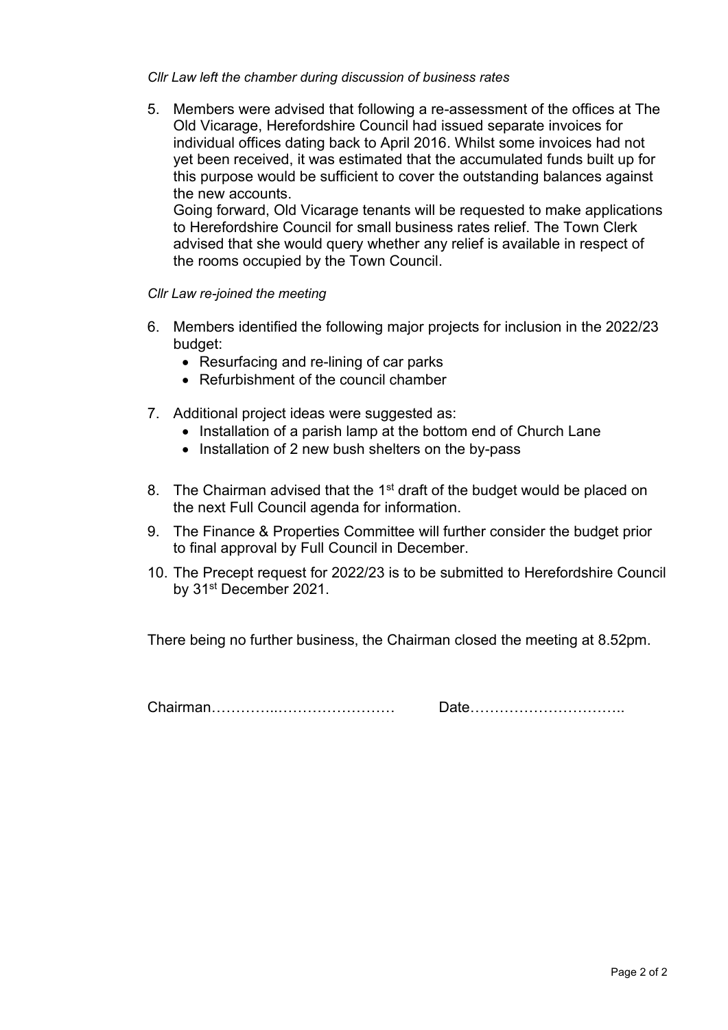*Cllr Law left the chamber during discussion of business rates*

5. Members were advised that following a re-assessment of the offices at The Old Vicarage, Herefordshire Council had issued separate invoices for individual offices dating back to April 2016. Whilst some invoices had not yet been received, it was estimated that the accumulated funds built up for this purpose would be sufficient to cover the outstanding balances against the new accounts.
   Going forward, Old Vicarage tenants will be requested to make applications to Herefordshire Council for small business rates relief. The Town Clerk advised that she would query whether any relief is available in respect of the rooms occupied by the Town Council.

*Cllr Law re-joined the meeting*

6. Members identified the following major projects for inclusion in the 2022/23 budget:
   - Resurfacing and re-lining of car parks
   - Refurbishment of the council chamber

7. Additional project ideas were suggested as:
   - Installation of a parish lamp at the bottom end of Church Lane
   - Installation of 2 new bush shelters on the by-pass

8. The Chairman advised that the 1st draft of the budget would be placed on the next Full Council agenda for information.

9. The Finance & Properties Committee will further consider the budget prior to final approval by Full Council in December.

10. The Precept request for 2022/23 is to be submitted to Herefordshire Council by 31st December 2021.

There being no further business, the Chairman closed the meeting at 8.52pm.

Chairman…………..…………………… Date…………………………..